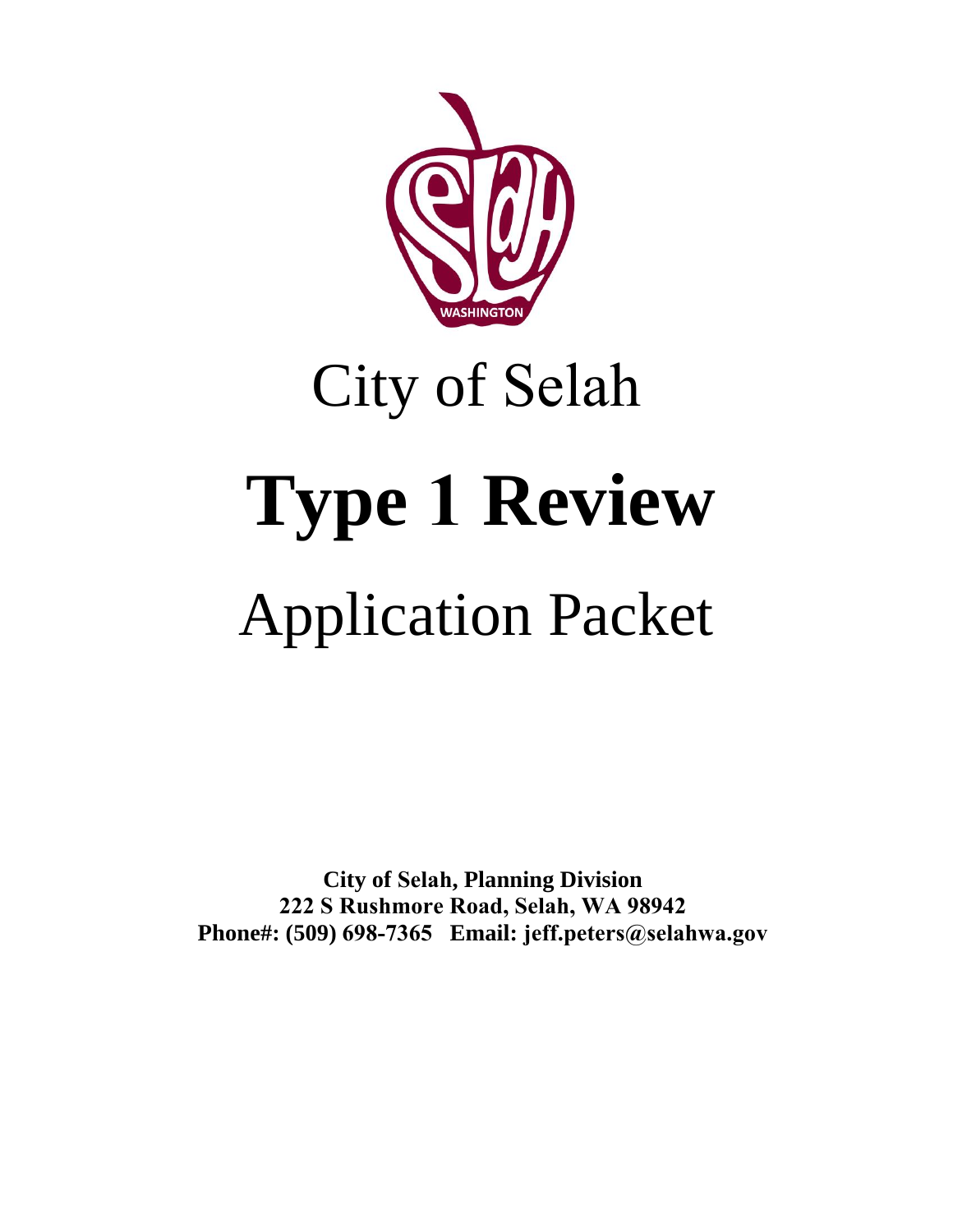City of Selah

# Type 1 Review

Application Packet

**City of Selah, Planning Division**
**222 S Rushmore Road, Selah, WA 98942**
**Phone#: (509) 698-7365 Email: jeff.peters@selahwa.gov**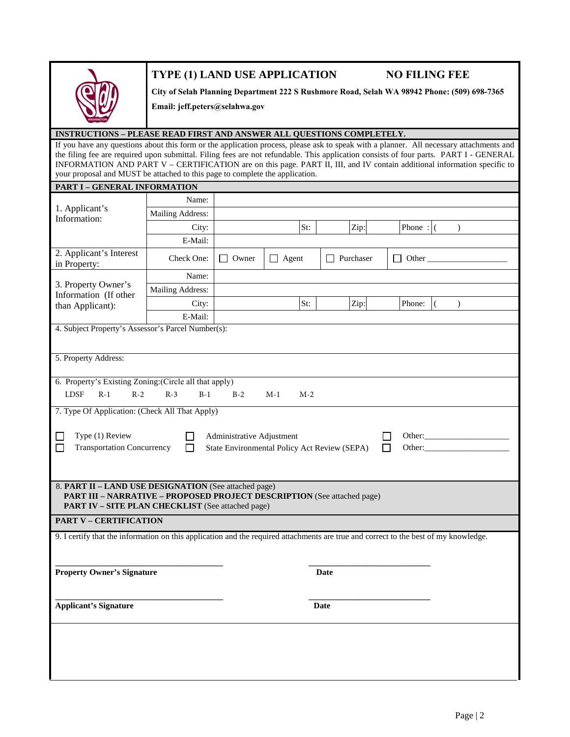# TYPE (1) LAND USE APPLICATION — NO FILING FEE

**City of Selah Planning Department 222 S Rushmore Road, Selah WA 98942 Phone: (509) 698-7365**

**Email: jeff.peters@selahwa.gov**

## INSTRUCTIONS – PLEASE READ FIRST AND ANSWER ALL QUESTIONS COMPLETELY.

If you have any questions about this form or the application process, please ask to speak with a planner. All necessary attachments and the filing fee are required upon submittal. Filing fees are not refundable. This application consists of four parts. PART I - GENERAL INFORMATION AND PART V – CERTIFICATION are on this page. PART II, III, and IV contain additional information specific to your proposal and MUST be attached to this page to complete the application.

## PART I – GENERAL INFORMATION

| | | | | | | | | |
|---|---|---|---|---|---|---|---|---|
| 1. Applicant's Information: | Name: | | | | | | | |
| | Mailing Address: | | | | | | | |
| | City: | | St: | | Zip: | | Phone : | ( ) |
| | E-Mail: | | | | | | | |
| 2. Applicant's Interest in Property: | Check One: | ☐ Owner | ☐ Agent | | ☐ Purchaser | | ☐ Other ___________ | |
| 3. Property Owner's Information (If other than Applicant): | Name: | | | | | | | |
| | Mailing Address: | | | | | | | |
| | City: | | St: | | Zip: | | Phone: | ( ) |
| | E-Mail: | | | | | | | |

4. Subject Property's Assessor's Parcel Number(s):

5. Property Address:

6. Property's Existing Zoning:(Circle all that apply)

LDSF R-1 R-2 R-3 B-1 B-2 M-1 M-2

7. Type Of Application: (Check All That Apply)

| | | |
|---|---|---|
| ☐ Type (1) Review | ☐ Administrative Adjustment | ☐ Other:___________ |
| ☐ Transportation Concurrency | ☐ State Environmental Policy Act Review (SEPA) | ☐ Other:___________ |

8. **PART II – LAND USE DESIGNATION** (See attached page)
**PART III – NARRATIVE – PROPOSED PROJECT DESCRIPTION** (See attached page)
**PART IV – SITE PLAN CHECKLIST** (See attached page)

## PART V – CERTIFICATION

9. I certify that the information on this application and the required attachments are true and correct to the best of my knowledge.

_______________________________ _______________________
**Property Owner's Signature** **Date**

_______________________________ _______________________
**Applicant's Signature** **Date**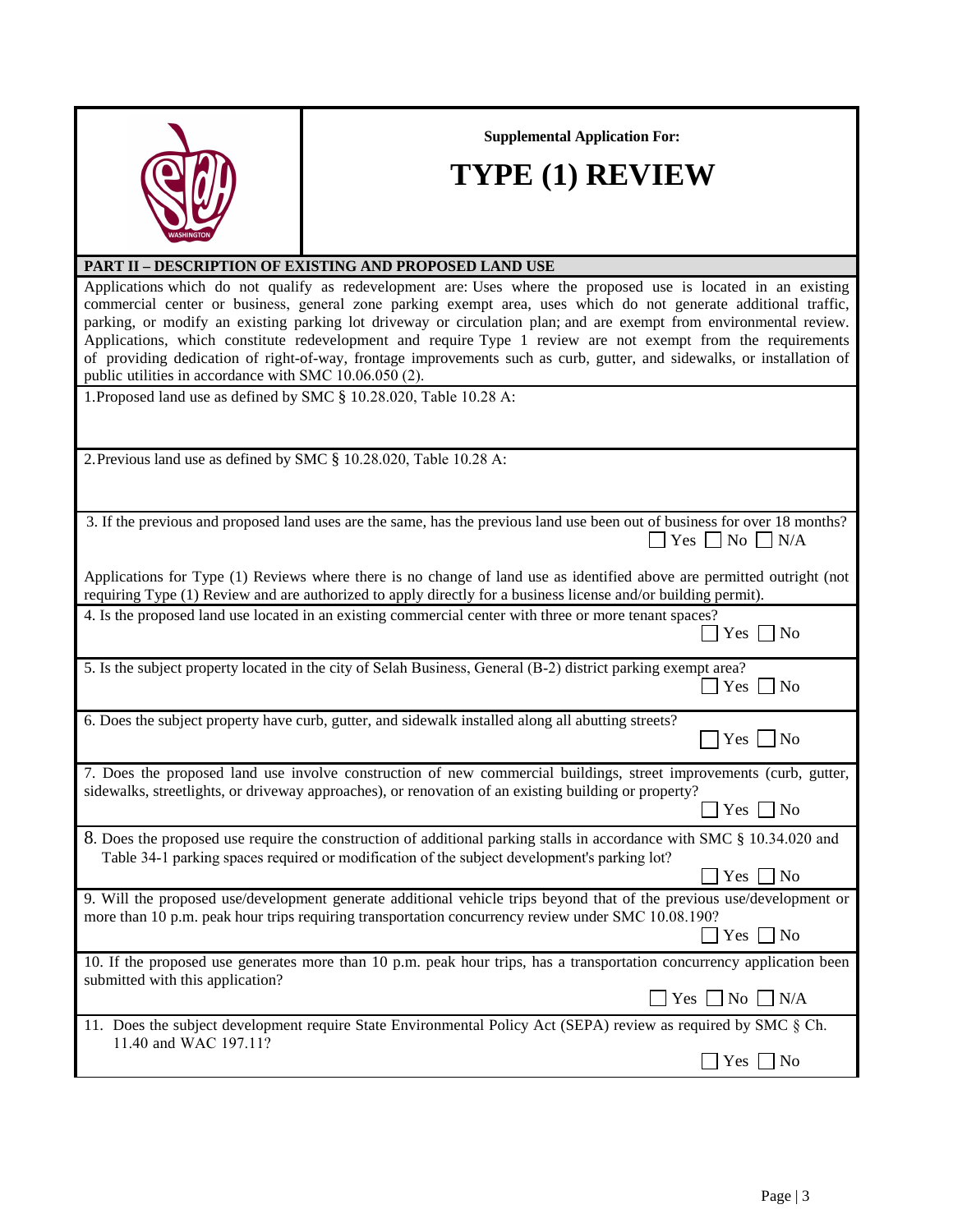Supplemental Application For:

# TYPE (1) REVIEW

## PART II – DESCRIPTION OF EXISTING AND PROPOSED LAND USE

Applications which do not qualify as redevelopment are: Uses where the proposed use is located in an existing commercial center or business, general zone parking exempt area, uses which do not generate additional traffic, parking, or modify an existing parking lot driveway or circulation plan; and are exempt from environmental review. Applications, which constitute redevelopment and require Type 1 review are not exempt from the requirements of providing dedication of right-of-way, frontage improvements such as curb, gutter, and sidewalks, or installation of public utilities in accordance with SMC 10.06.050 (2).

1. Proposed land use as defined by SMC § 10.28.020, Table 10.28 A:

2. Previous land use as defined by SMC § 10.28.020, Table 10.28 A:

3. If the previous and proposed land uses are the same, has the previous land use been out of business for over 18 months?
☐ Yes ☐ No ☐ N/A

Applications for Type (1) Reviews where there is no change of land use as identified above are permitted outright (not requiring Type (1) Review and are authorized to apply directly for a business license and/or building permit).

4. Is the proposed land use located in an existing commercial center with three or more tenant spaces?
☐ Yes ☐ No

5. Is the subject property located in the city of Selah Business, General (B-2) district parking exempt area?
☐ Yes ☐ No

6. Does the subject property have curb, gutter, and sidewalk installed along all abutting streets?
☐ Yes ☐ No

7. Does the proposed land use involve construction of new commercial buildings, street improvements (curb, gutter, sidewalks, streetlights, or driveway approaches), or renovation of an existing building or property?
☐ Yes ☐ No

8. Does the proposed use require the construction of additional parking stalls in accordance with SMC § 10.34.020 and Table 34-1 parking spaces required or modification of the subject development's parking lot?
☐ Yes ☐ No

9. Will the proposed use/development generate additional vehicle trips beyond that of the previous use/development or more than 10 p.m. peak hour trips requiring transportation concurrency review under SMC 10.08.190?
☐ Yes ☐ No

10. If the proposed use generates more than 10 p.m. peak hour trips, has a transportation concurrency application been submitted with this application?
☐ Yes ☐ No ☐ N/A

11. Does the subject development require State Environmental Policy Act (SEPA) review as required by SMC § Ch. 11.40 and WAC 197.11?
☐ Yes ☐ No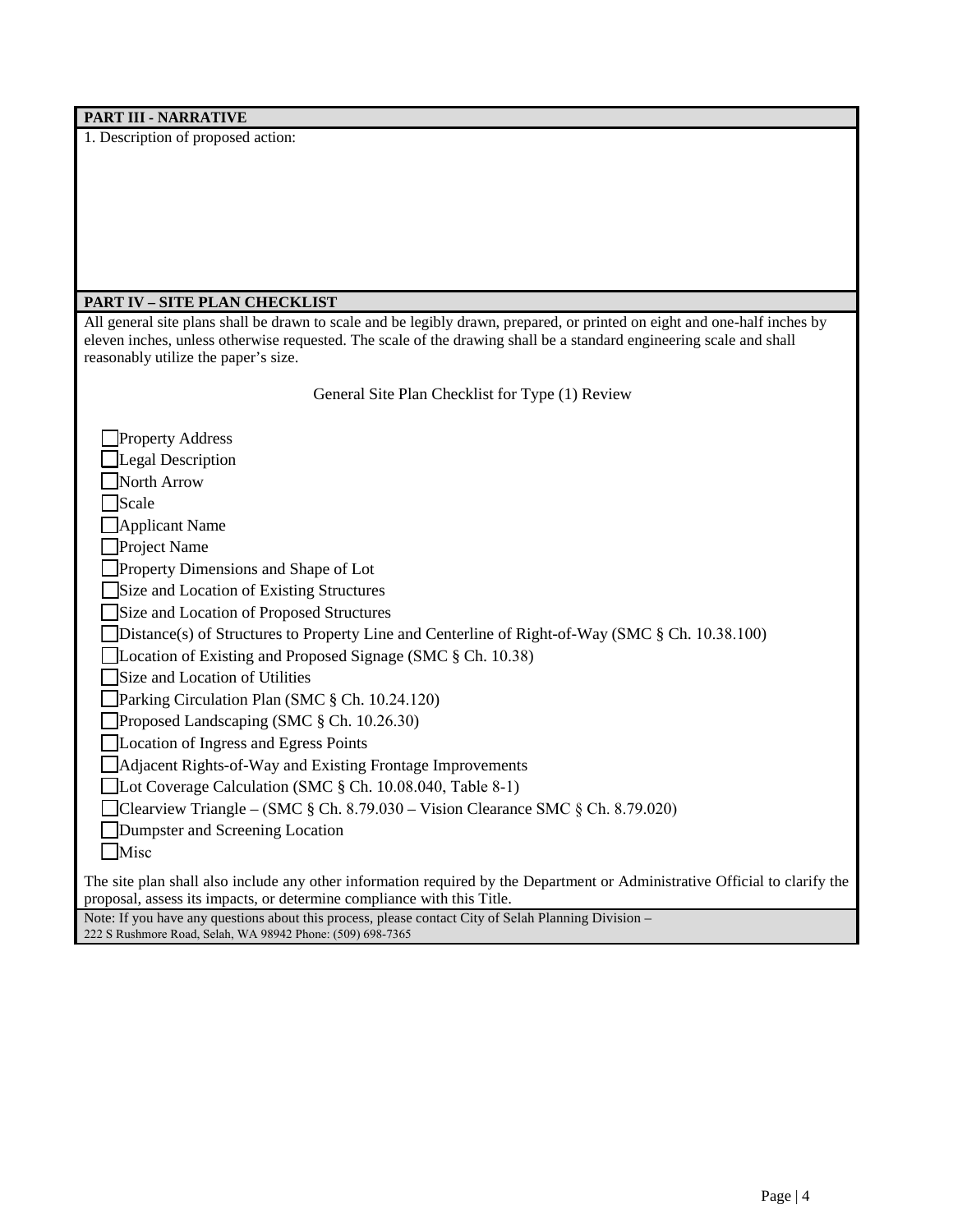## PART III - NARRATIVE

1. Description of proposed action:

## PART IV – SITE PLAN CHECKLIST

All general site plans shall be drawn to scale and be legibly drawn, prepared, or printed on eight and one-half inches by eleven inches, unless otherwise requested. The scale of the drawing shall be a standard engineering scale and shall reasonably utilize the paper's size.

General Site Plan Checklist for Type (1) Review

- [ ] Property Address
- [ ] Legal Description
- [ ] North Arrow
- [ ] Scale
- [ ] Applicant Name
- [ ] Project Name
- [ ] Property Dimensions and Shape of Lot
- [ ] Size and Location of Existing Structures
- [ ] Size and Location of Proposed Structures
- [ ] Distance(s) of Structures to Property Line and Centerline of Right-of-Way (SMC § Ch. 10.38.100)
- [ ] Location of Existing and Proposed Signage (SMC § Ch. 10.38)
- [ ] Size and Location of Utilities
- [ ] Parking Circulation Plan (SMC § Ch. 10.24.120)
- [ ] Proposed Landscaping (SMC § Ch. 10.26.30)
- [ ] Location of Ingress and Egress Points
- [ ] Adjacent Rights-of-Way and Existing Frontage Improvements
- [ ] Lot Coverage Calculation (SMC § Ch. 10.08.040, Table 8-1)
- [ ] Clearview Triangle – (SMC § Ch. 8.79.030 – Vision Clearance SMC § Ch. 8.79.020)
- [ ] Dumpster and Screening Location
- [ ] Misc

The site plan shall also include any other information required by the Department or Administrative Official to clarify the proposal, assess its impacts, or determine compliance with this Title.

Note: If you have any questions about this process, please contact City of Selah Planning Division – 222 S Rushmore Road, Selah, WA 98942 Phone: (509) 698-7365